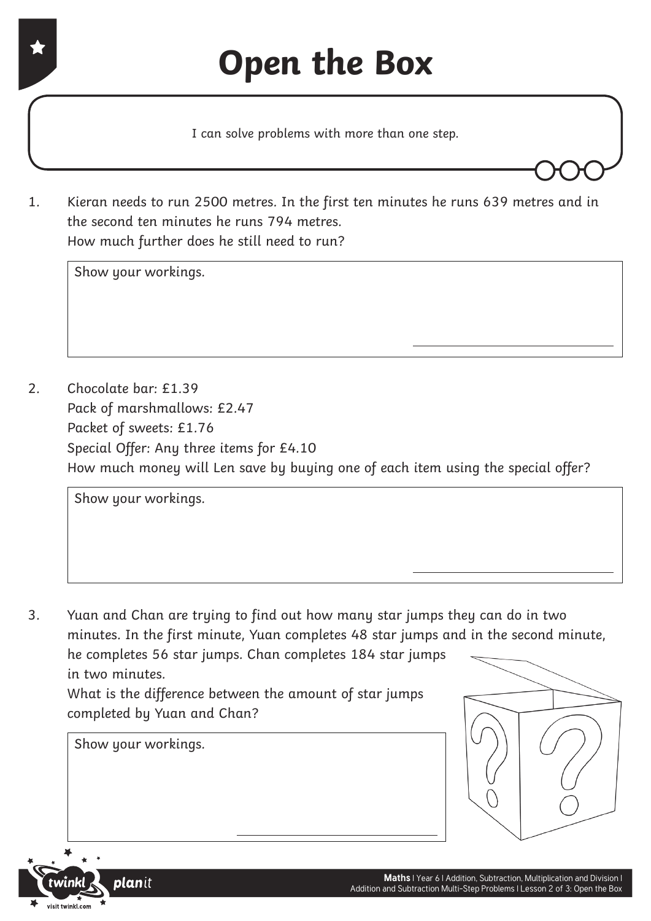# Open the Box

I can solve problems with more than one step.

1. Kieran needs to run 2500 metres. In the first ten minutes he runs 639 metres and in the second ten minutes he runs 794 metres.
   How much further does he still need to run?

   Show your workings.

   ______________________

2. Chocolate bar: £1.39
   Pack of marshmallows: £2.47
   Packet of sweets: £1.76
   Special Offer: Any three items for £4.10
   How much money will Len save by buying one of each item using the special offer?

   Show your workings.

   ______________________

3. Yuan and Chan are trying to find out how many star jumps they can do in two minutes. In the first minute, Yuan completes 48 star jumps and in the second minute, he completes 56 star jumps. Chan completes 184 star jumps in two minutes.
   What is the difference between the amount of star jumps completed by Yuan and Chan?

   Show your workings.

   ______________________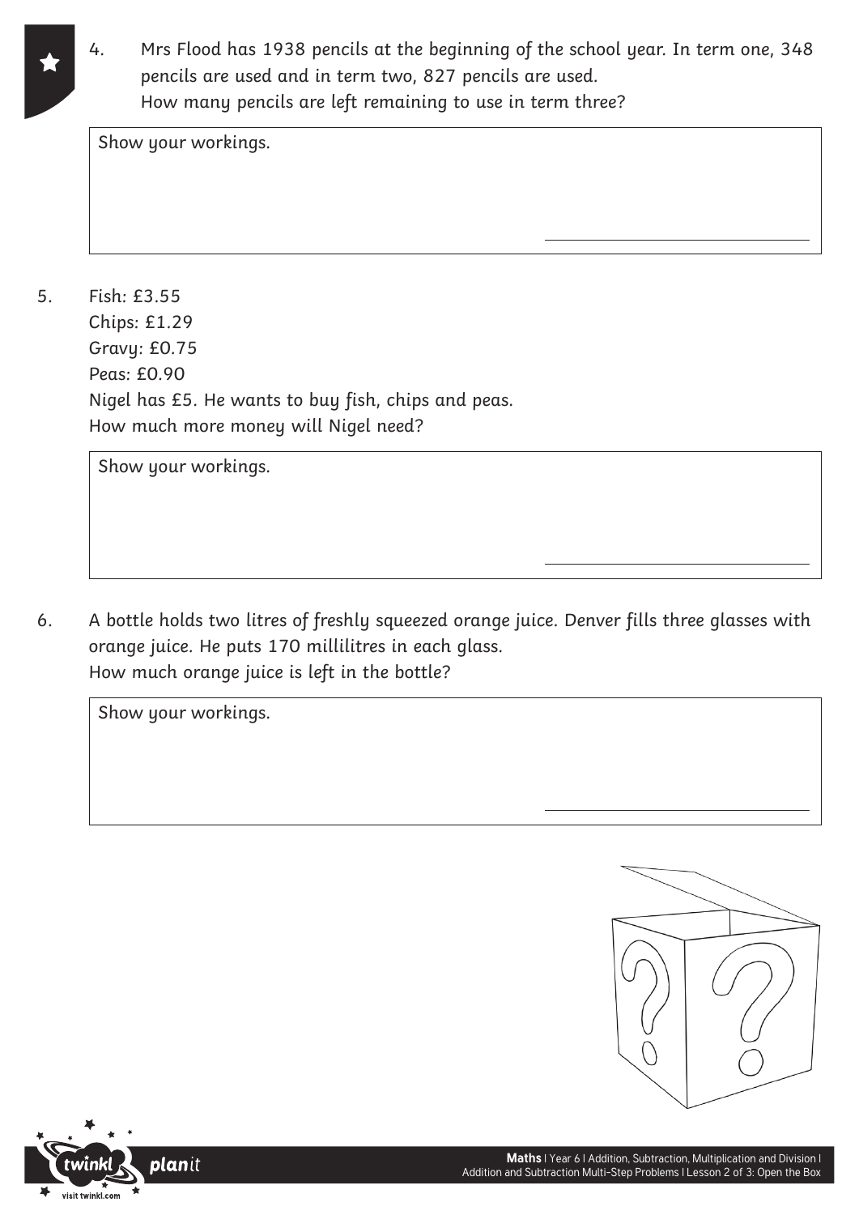4. Mrs Flood has 1938 pencils at the beginning of the school year. In term one, 348 pencils are used and in term two, 827 pencils are used.
   How many pencils are left remaining to use in term three?

   Show your workings.

   ______________________

5. Fish: £3.55
   Chips: £1.29
   Gravy: £0.75
   Peas: £0.90
   Nigel has £5. He wants to buy fish, chips and peas.
   How much more money will Nigel need?

   Show your workings.

   ______________________

6. A bottle holds two litres of freshly squeezed orange juice. Denver fills three glasses with orange juice. He puts 170 millilitres in each glass.
   How much orange juice is left in the bottle?

   Show your workings.

   ______________________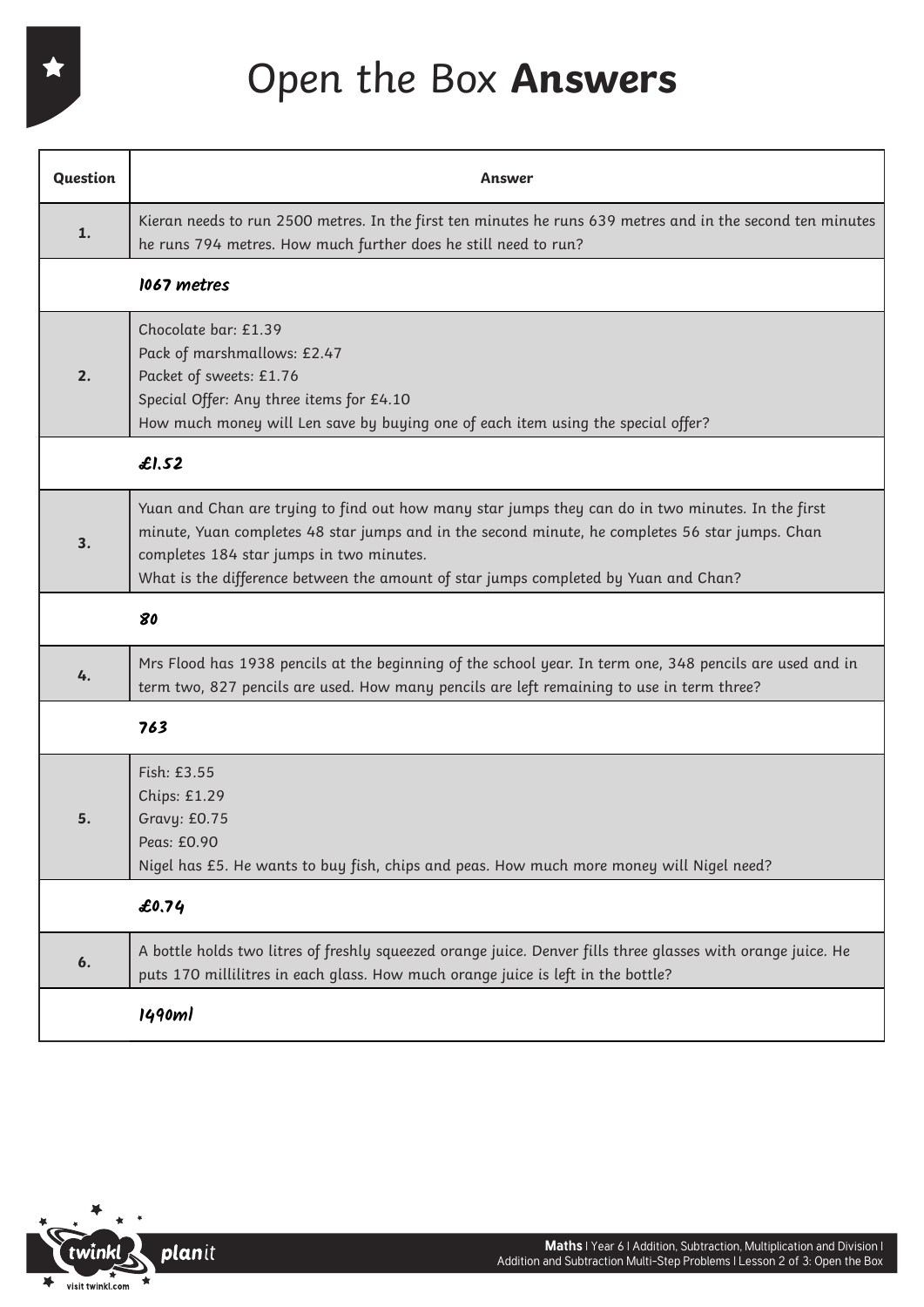# Open the Box **Answers**

| Question | Answer |
| --- | --- |
| **1.** | Kieran needs to run 2500 metres. In the first ten minutes he runs 639 metres and in the second ten minutes he runs 794 metres. How much further does he still need to run? |
| | *1067 metres* |
| **2.** | Chocolate bar: £1.39<br>Pack of marshmallows: £2.47<br>Packet of sweets: £1.76<br>Special Offer: Any three items for £4.10<br>How much money will Len save by buying one of each item using the special offer? |
| | *£1.52* |
| **3.** | Yuan and Chan are trying to find out how many star jumps they can do in two minutes. In the first minute, Yuan completes 48 star jumps and in the second minute, he completes 56 star jumps. Chan completes 184 star jumps in two minutes.<br>What is the difference between the amount of star jumps completed by Yuan and Chan? |
| | *80* |
| **4.** | Mrs Flood has 1938 pencils at the beginning of the school year. In term one, 348 pencils are used and in term two, 827 pencils are used. How many pencils are left remaining to use in term three? |
| | *763* |
| **5.** | Fish: £3.55<br>Chips: £1.29<br>Gravy: £0.75<br>Peas: £0.90<br>Nigel has £5. He wants to buy fish, chips and peas. How much more money will Nigel need? |
| | *£0.74* |
| **6.** | A bottle holds two litres of freshly squeezed orange juice. Denver fills three glasses with orange juice. He puts 170 millilitres in each glass. How much orange juice is left in the bottle? |
| | *1490ml* |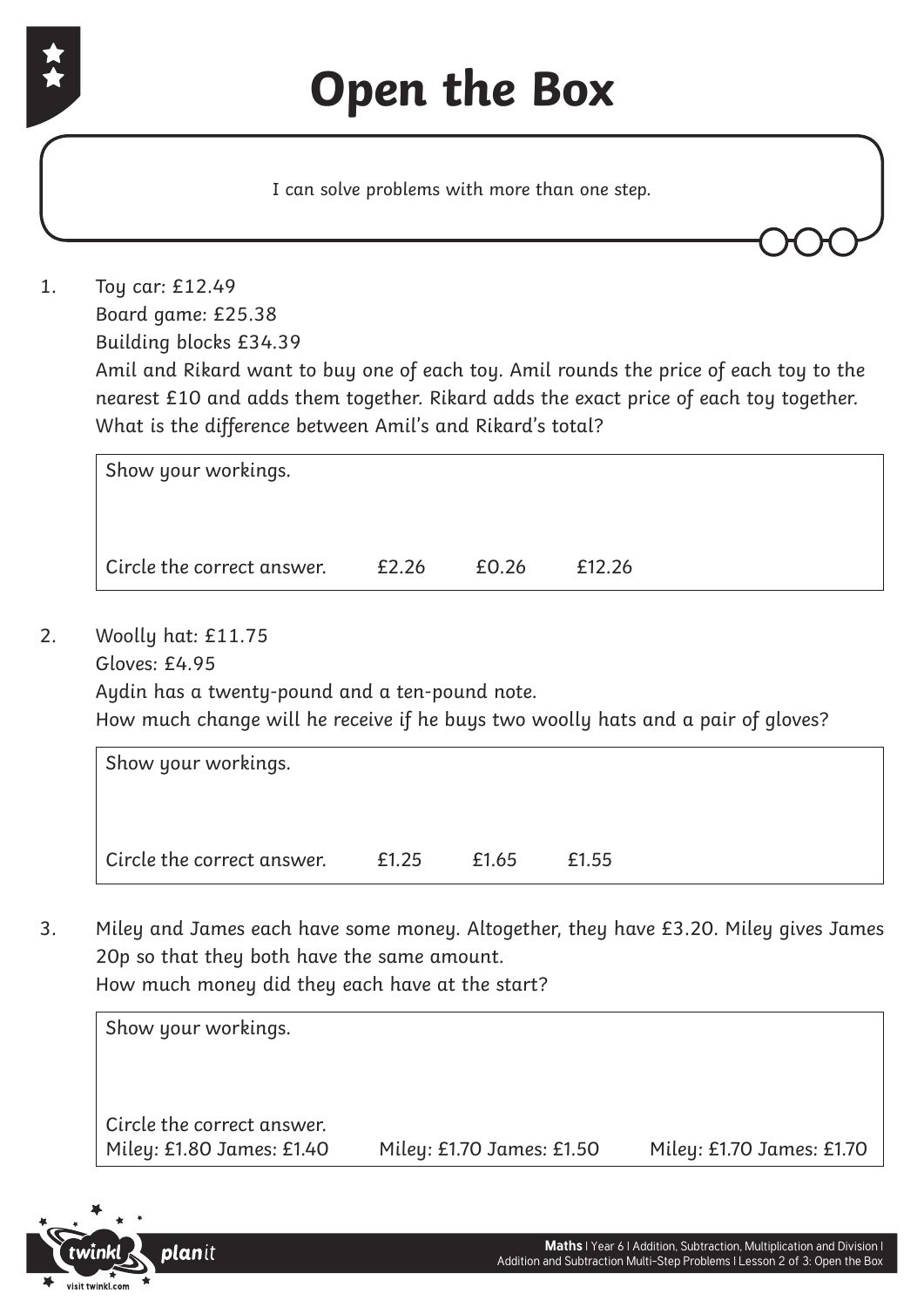# Open the Box

I can solve problems with more than one step.

1. Toy car: £12.49
   Board game: £25.38
   Building blocks £34.39
   Amil and Rikard want to buy one of each toy. Amil rounds the price of each toy to the nearest £10 and adds them together. Rikard adds the exact price of each toy together. What is the difference between Amil's and Rikard's total?

   | Show your workings. |
   |---|
   | Circle the correct answer. £2.26 £0.26 £12.26 |

2. Woolly hat: £11.75
   Gloves: £4.95
   Aydin has a twenty-pound and a ten-pound note.
   How much change will he receive if he buys two woolly hats and a pair of gloves?

   | Show your workings. |
   |---|
   | Circle the correct answer. £1.25 £1.65 £1.55 |

3. Miley and James each have some money. Altogether, they have £3.20. Miley gives James 20p so that they both have the same amount.
   How much money did they each have at the start?

   | Show your workings. |
   |---|
   | Circle the correct answer. Miley: £1.80 James: £1.40 Miley: £1.70 James: £1.50 Miley: £1.70 James: £1.70 |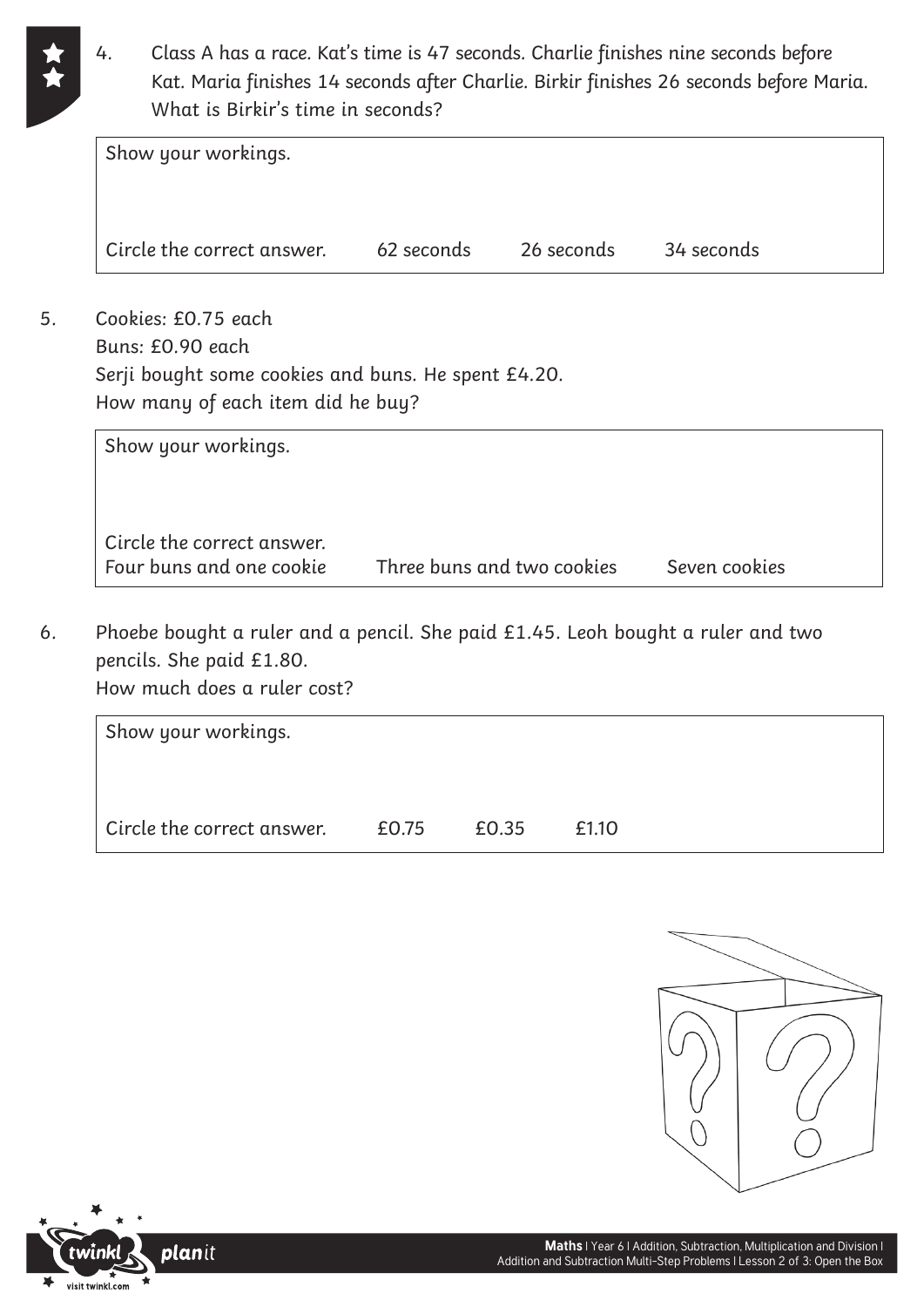4. Class A has a race. Kat's time is 47 seconds. Charlie finishes nine seconds before Kat. Maria finishes 14 seconds after Charlie. Birkir finishes 26 seconds before Maria. What is Birkir's time in seconds?

| Show your workings. | | | |
|---|---|---|---|
| Circle the correct answer. | 62 seconds | 26 seconds | 34 seconds |

5. Cookies: £0.75 each
   Buns: £0.90 each
   Serji bought some cookies and buns. He spent £4.20.
   How many of each item did he buy?

| Show your workings. | | |
|---|---|---|
| Circle the correct answer. | | |
| Four buns and one cookie | Three buns and two cookies | Seven cookies |

6. Phoebe bought a ruler and a pencil. She paid £1.45. Leoh bought a ruler and two pencils. She paid £1.80.
   How much does a ruler cost?

| Show your workings. | | | |
|---|---|---|---|
| Circle the correct answer. | £0.75 | £0.35 | £1.10 |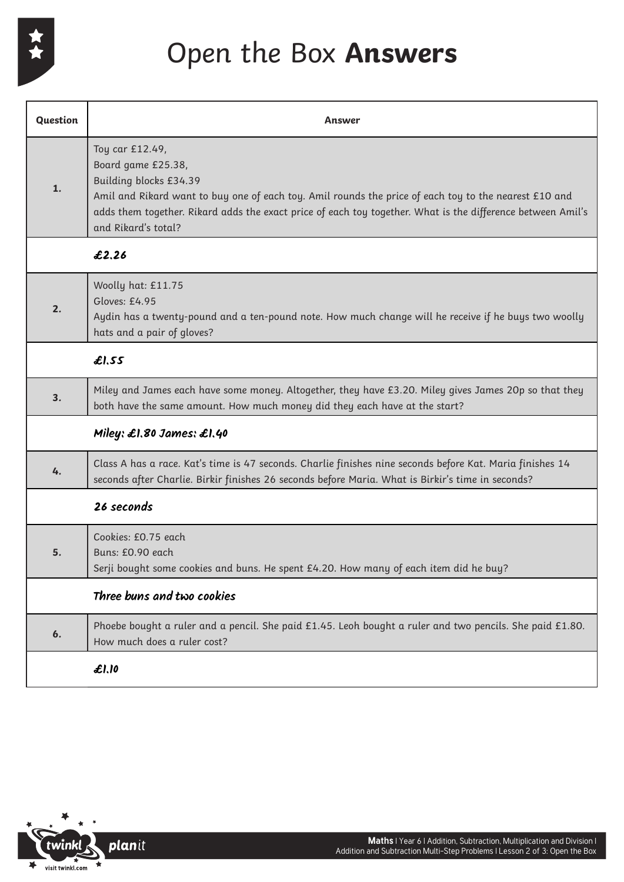# Open the Box **Answers**

| Question | Answer |
| --- | --- |
| 1. | Toy car £12.49,<br>Board game £25.38,<br>Building blocks £34.39<br>Amil and Rikard want to buy one of each toy. Amil rounds the price of each toy to the nearest £10 and adds them together. Rikard adds the exact price of each toy together. What is the difference between Amil's and Rikard's total? |
| | £2.26 |
| 2. | Woolly hat: £11.75<br>Gloves: £4.95<br>Aydin has a twenty-pound and a ten-pound note. How much change will he receive if he buys two woolly hats and a pair of gloves? |
| | £1.55 |
| 3. | Miley and James each have some money. Altogether, they have £3.20. Miley gives James 20p so that they both have the same amount. How much money did they each have at the start? |
| | Miley: £1.80 James: £1.40 |
| 4. | Class A has a race. Kat's time is 47 seconds. Charlie finishes nine seconds before Kat. Maria finishes 14 seconds after Charlie. Birkir finishes 26 seconds before Maria. What is Birkir's time in seconds? |
| | 26 seconds |
| 5. | Cookies: £0.75 each<br>Buns: £0.90 each<br>Serji bought some cookies and buns. He spent £4.20. How many of each item did he buy? |
| | Three buns and two cookies |
| 6. | Phoebe bought a ruler and a pencil. She paid £1.45. Leoh bought a ruler and two pencils. She paid £1.80. How much does a ruler cost? |
| | £1.10 |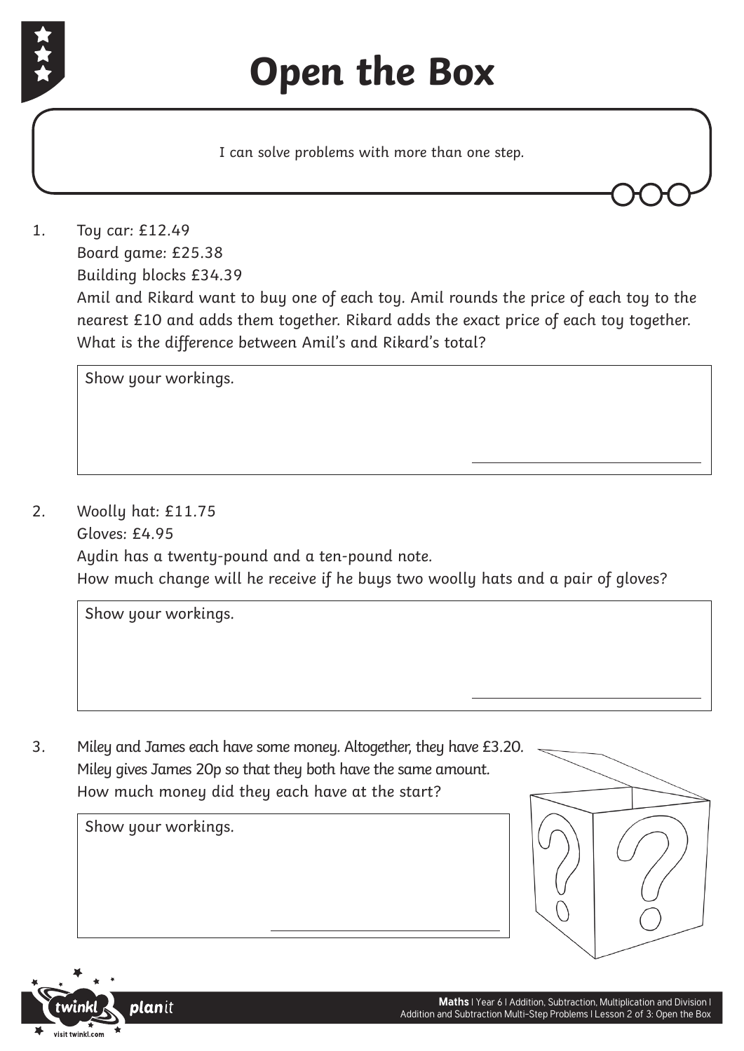# Open the Box

I can solve problems with more than one step.

1. Toy car: £12.49
   Board game: £25.38
   Building blocks £34.39
   Amil and Rikard want to buy one of each toy. Amil rounds the price of each toy to the nearest £10 and adds them together. Rikard adds the exact price of each toy together. What is the difference between Amil's and Rikard's total?

   Show your workings.

2. Woolly hat: £11.75
   Gloves: £4.95
   Aydin has a twenty-pound and a ten-pound note.
   How much change will he receive if he buys two woolly hats and a pair of gloves?

   Show your workings.

3. Miley and James each have some money. Altogether, they have £3.20.
   Miley gives James 20p so that they both have the same amount.
   How much money did they each have at the start?

   Show your workings.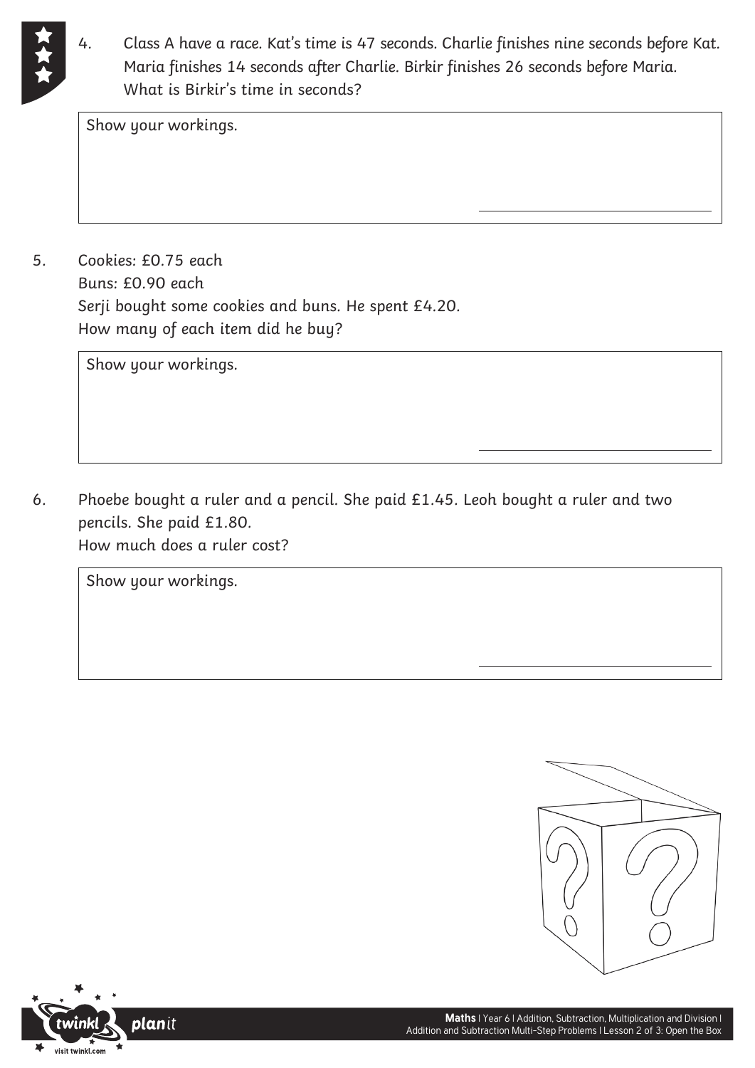4. Class A have a race. Kat's time is 47 seconds. Charlie finishes nine seconds before Kat. Maria finishes 14 seconds after Charlie. Birkir finishes 26 seconds before Maria. What is Birkir's time in seconds?

Show your workings.

_______________

5. Cookies: £0.75 each
   Buns: £0.90 each
   Serji bought some cookies and buns. He spent £4.20.
   How many of each item did he buy?

Show your workings.

_______________

6. Phoebe bought a ruler and a pencil. She paid £1.45. Leoh bought a ruler and two pencils. She paid £1.80.
   How much does a ruler cost?

Show your workings.

_______________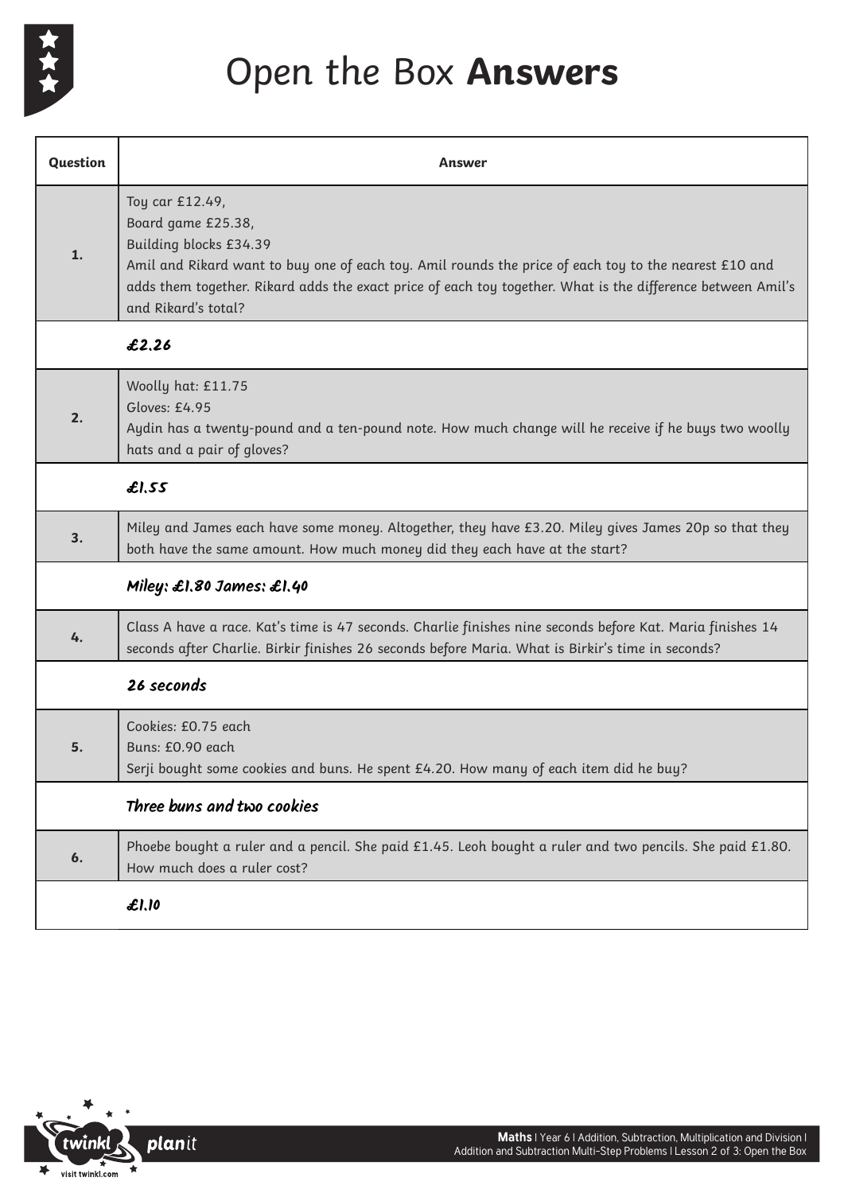# Open the Box **Answers**

| Question | Answer |
|---|---|
| 1. | Toy car £12.49,<br>Board game £25.38,<br>Building blocks £34.39<br>Amil and Rikard want to buy one of each toy. Amil rounds the price of each toy to the nearest £10 and adds them together. Rikard adds the exact price of each toy together. What is the difference between Amil's and Rikard's total? |
| | *£2.26* |
| 2. | Woolly hat: £11.75<br>Gloves: £4.95<br>Aydin has a twenty-pound and a ten-pound note. How much change will he receive if he buys two woolly hats and a pair of gloves? |
| | *£1.55* |
| 3. | Miley and James each have some money. Altogether, they have £3.20. Miley gives James 20p so that they both have the same amount. How much money did they each have at the start? |
| | *Miley: £1.80 James: £1.40* |
| 4. | Class A have a race. Kat's time is 47 seconds. Charlie finishes nine seconds before Kat. Maria finishes 14 seconds after Charlie. Birkir finishes 26 seconds before Maria. What is Birkir's time in seconds? |
| | *26 seconds* |
| 5. | Cookies: £0.75 each<br>Buns: £0.90 each<br>Serji bought some cookies and buns. He spent £4.20. How many of each item did he buy? |
| | *Three buns and two cookies* |
| 6. | Phoebe bought a ruler and a pencil. She paid £1.45. Leoh bought a ruler and two pencils. She paid £1.80. How much does a ruler cost? |
| | *£1.10* |